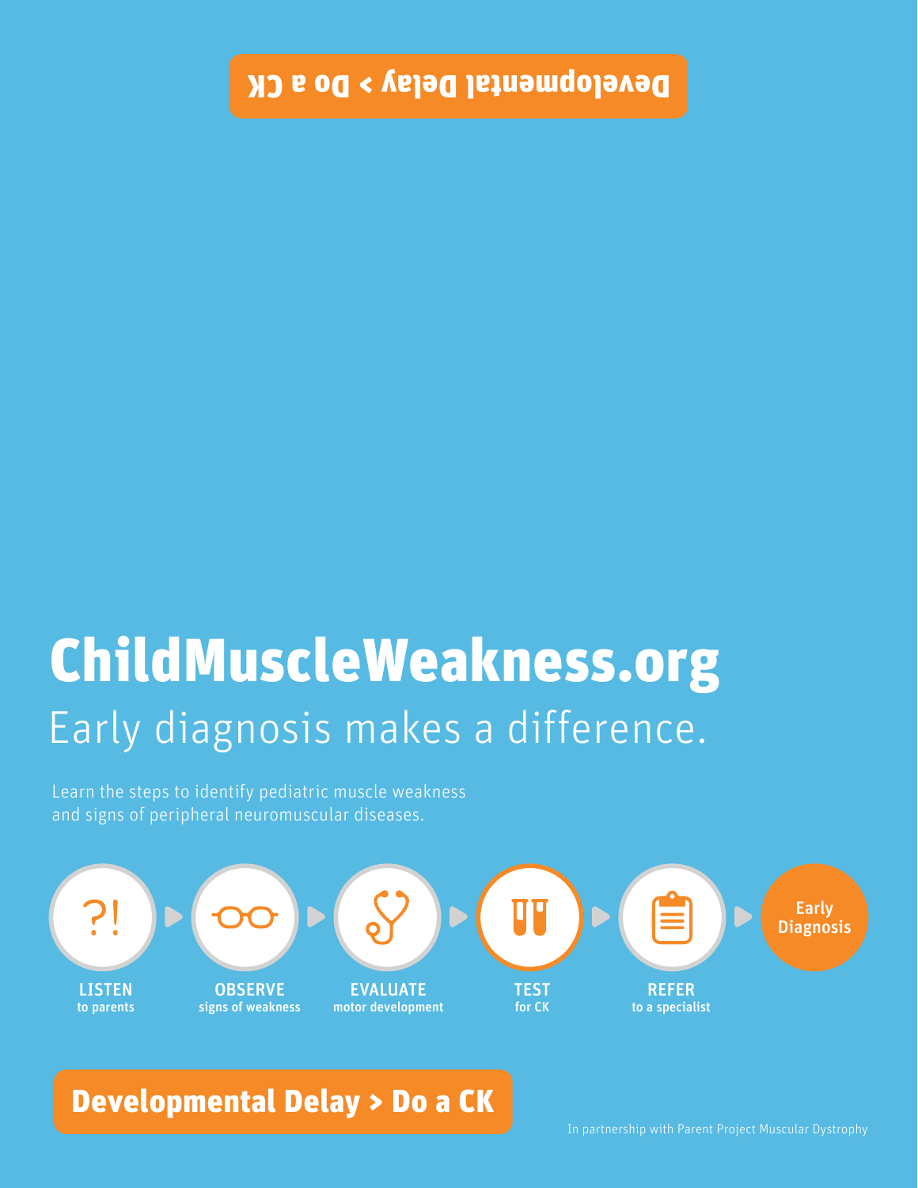Developmental Delay > Do a CK

# ChildMuscleWeakness.org

## Early diagnosis makes a difference.

Learn the steps to identify pediatric muscle weakness and signs of peripheral neuromuscular diseases.

**LISTEN** to parents → **OBSERVE** signs of weakness → **EVALUATE** motor development → **TEST** for CK → **REFER** to a specialist → **Early Diagnosis**

**Developmental Delay > Do a CK**

In partnership with Parent Project Muscular Dystrophy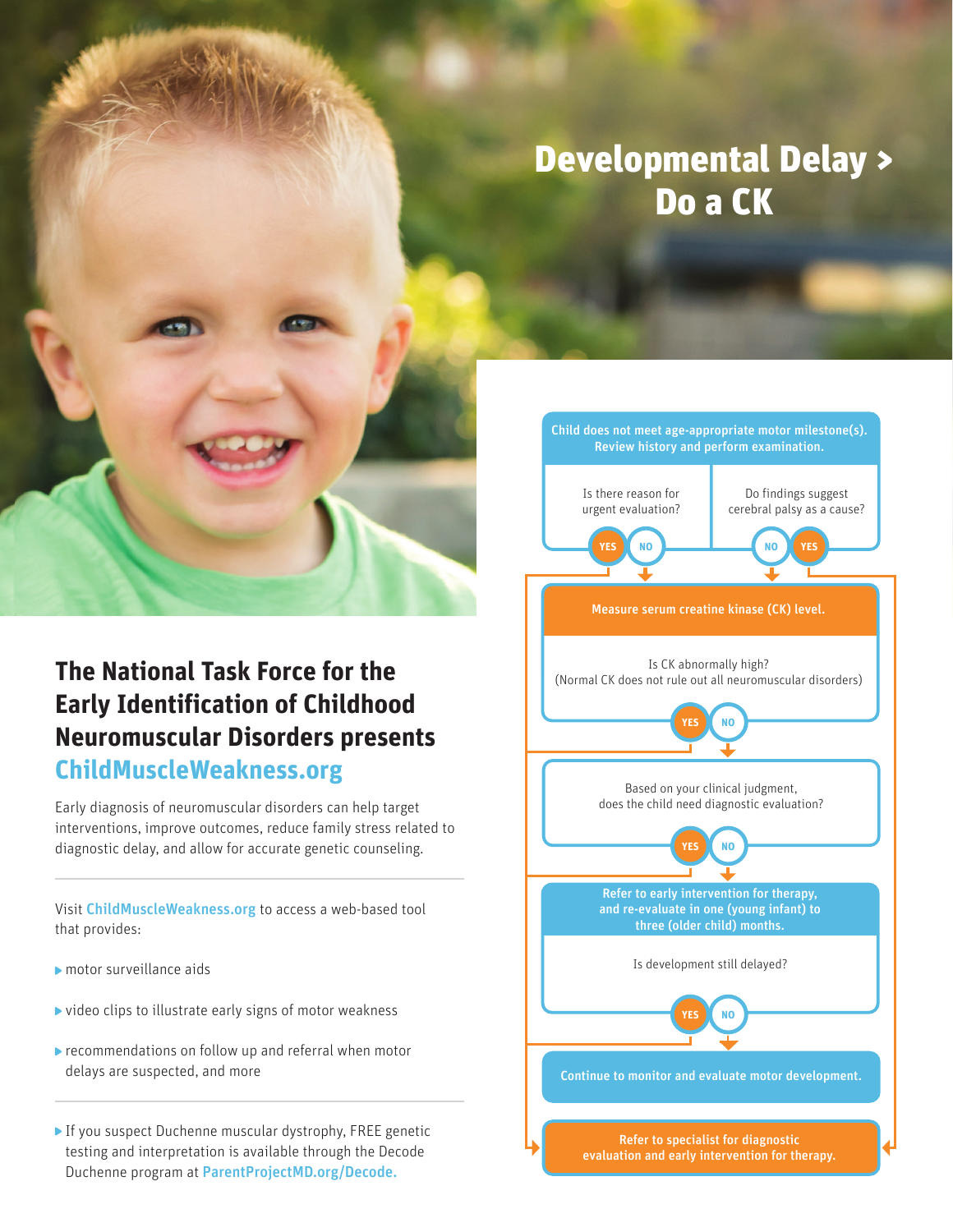# Developmental Delay > Do a CK

## The National Task Force for the Early Identification of Childhood Neuromuscular Disorders presents ChildMuscleWeakness.org

Early diagnosis of neuromuscular disorders can help target interventions, improve outcomes, reduce family stress related to diagnostic delay, and allow for accurate genetic counseling.

Visit ChildMuscleWeakness.org to access a web-based tool that provides:

- motor surveillance aids
- video clips to illustrate early signs of motor weakness
- recommendations on follow up and referral when motor delays are suspected, and more

- If you suspect Duchenne muscular dystrophy, FREE genetic testing and interpretation is available through the Decode Duchenne program at ParentProjectMD.org/Decode.

**Child does not meet age-appropriate motor milestone(s). Review history and perform examination.**

Is there reason for urgent evaluation?

YES NO

Do findings suggest cerebral palsy as a cause?

NO YES

**Measure serum creatine kinase (CK) level.**

Is CK abnormally high?
(Normal CK does not rule out all neuromuscular disorders)

YES NO

Based on your clinical judgment, does the child need diagnostic evaluation?

YES NO

**Refer to early intervention for therapy, and re-evaluate in one (young infant) to three (older child) months.**

Is development still delayed?

YES NO

**Continue to monitor and evaluate motor development.**

**Refer to specialist for diagnostic evaluation and early intervention for therapy.**